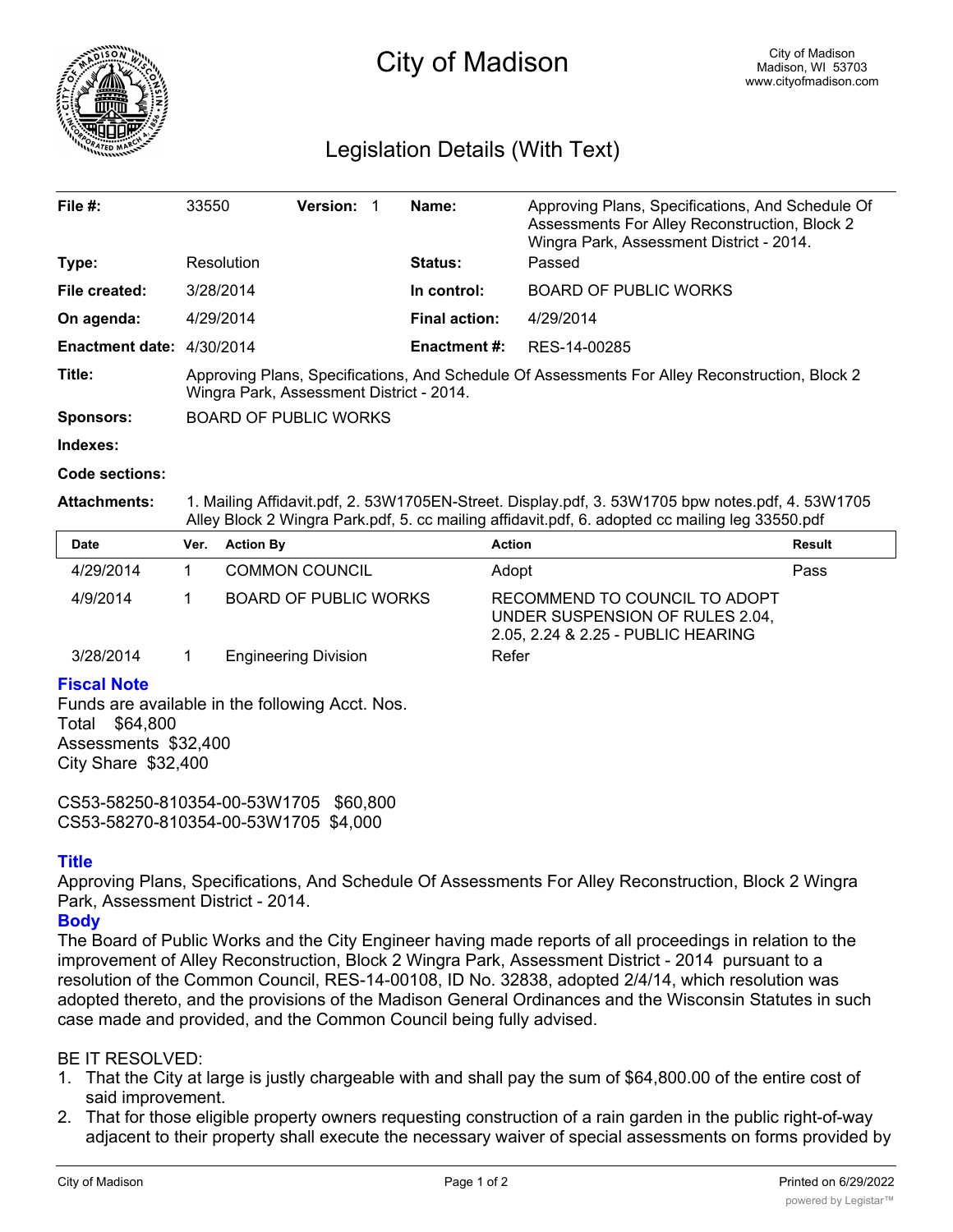# City of Madison

City of Madison
Madison, WI 53703
www.cityofmadison.com

## Legislation Details (With Text)

| | | | |
|---|---|---|---|
| **File #:** | 33550 **Version:** 1 | **Name:** | Approving Plans, Specifications, And Schedule Of Assessments For Alley Reconstruction, Block 2 Wingra Park, Assessment District - 2014. |
| **Type:** | Resolution | **Status:** | Passed |
| **File created:** | 3/28/2014 | **In control:** | BOARD OF PUBLIC WORKS |
| **On agenda:** | 4/29/2014 | **Final action:** | 4/29/2014 |
| **Enactment date:** | 4/30/2014 | **Enactment #:** | RES-14-00285 |

**Title:** Approving Plans, Specifications, And Schedule Of Assessments For Alley Reconstruction, Block 2 Wingra Park, Assessment District - 2014.

**Sponsors:** BOARD OF PUBLIC WORKS

**Indexes:**

**Code sections:**

**Attachments:** 1. Mailing Affidavit.pdf, 2. 53W1705EN-Street. Display.pdf, 3. 53W1705 bpw notes.pdf, 4. 53W1705 Alley Block 2 Wingra Park.pdf, 5. cc mailing affidavit.pdf, 6. adopted cc mailing leg 33550.pdf

| Date | Ver. | Action By | Action | Result |
|---|---|---|---|---|
| 4/29/2014 | 1 | COMMON COUNCIL | Adopt | Pass |
| 4/9/2014 | 1 | BOARD OF PUBLIC WORKS | RECOMMEND TO COUNCIL TO ADOPT UNDER SUSPENSION OF RULES 2.04, 2.05, 2.24 & 2.25 - PUBLIC HEARING | |
| 3/28/2014 | 1 | Engineering Division | Refer | |

### Fiscal Note

Funds are available in the following Acct. Nos.
Total $64,800
Assessments $32,400
City Share $32,400

CS53-58250-810354-00-53W1705 $60,800
CS53-58270-810354-00-53W1705 $4,000

### Title

Approving Plans, Specifications, And Schedule Of Assessments For Alley Reconstruction, Block 2 Wingra Park, Assessment District - 2014.

### Body

The Board of Public Works and the City Engineer having made reports of all proceedings in relation to the improvement of Alley Reconstruction, Block 2 Wingra Park, Assessment District - 2014 pursuant to a resolution of the Common Council, RES-14-00108, ID No. 32838, adopted 2/4/14, which resolution was adopted thereto, and the provisions of the Madison General Ordinances and the Wisconsin Statutes in such case made and provided, and the Common Council being fully advised.

BE IT RESOLVED:

1. That the City at large is justly chargeable with and shall pay the sum of $64,800.00 of the entire cost of said improvement.
2. That for those eligible property owners requesting construction of a rain garden in the public right-of-way adjacent to their property shall execute the necessary waiver of special assessments on forms provided by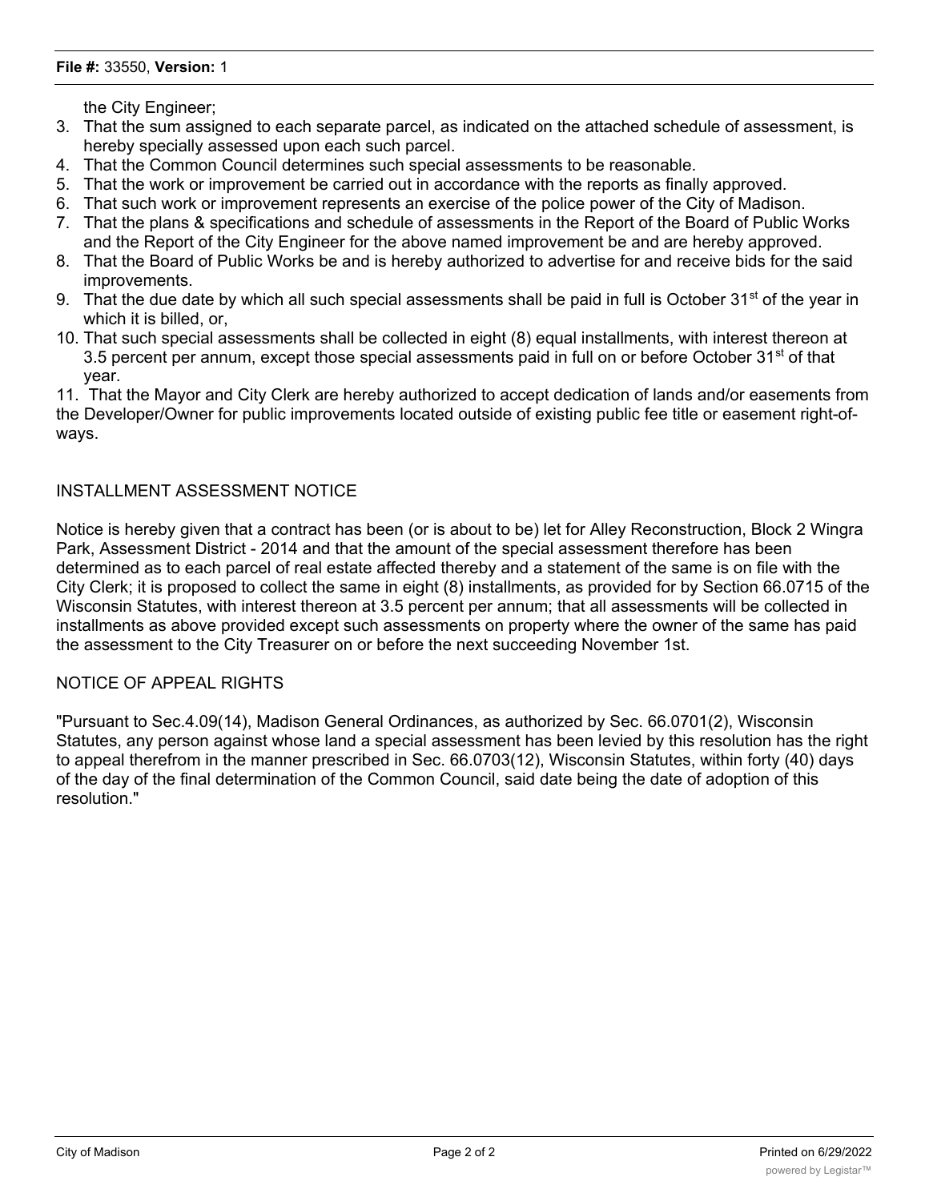the City Engineer;

3. That the sum assigned to each separate parcel, as indicated on the attached schedule of assessment, is hereby specially assessed upon each such parcel.
4. That the Common Council determines such special assessments to be reasonable.
5. That the work or improvement be carried out in accordance with the reports as finally approved.
6. That such work or improvement represents an exercise of the police power of the City of Madison.
7. That the plans & specifications and schedule of assessments in the Report of the Board of Public Works and the Report of the City Engineer for the above named improvement be and are hereby approved.
8. That the Board of Public Works be and is hereby authorized to advertise for and receive bids for the said improvements.
9. That the due date by which all such special assessments shall be paid in full is October 31st of the year in which it is billed, or,
10. That such special assessments shall be collected in eight (8) equal installments, with interest thereon at 3.5 percent per annum, except those special assessments paid in full on or before October 31st of that year.
11. That the Mayor and City Clerk are hereby authorized to accept dedication of lands and/or easements from the Developer/Owner for public improvements located outside of existing public fee title or easement right-of-ways.

INSTALLMENT ASSESSMENT NOTICE

Notice is hereby given that a contract has been (or is about to be) let for Alley Reconstruction, Block 2 Wingra Park, Assessment District - 2014 and that the amount of the special assessment therefore has been determined as to each parcel of real estate affected thereby and a statement of the same is on file with the City Clerk; it is proposed to collect the same in eight (8) installments, as provided for by Section 66.0715 of the Wisconsin Statutes, with interest thereon at 3.5 percent per annum; that all assessments will be collected in installments as above provided except such assessments on property where the owner of the same has paid the assessment to the City Treasurer on or before the next succeeding November 1st.

NOTICE OF APPEAL RIGHTS

"Pursuant to Sec.4.09(14), Madison General Ordinances, as authorized by Sec. 66.0701(2), Wisconsin Statutes, any person against whose land a special assessment has been levied by this resolution has the right to appeal therefrom in the manner prescribed in Sec. 66.0703(12), Wisconsin Statutes, within forty (40) days of the day of the final determination of the Common Council, said date being the date of adoption of this resolution."